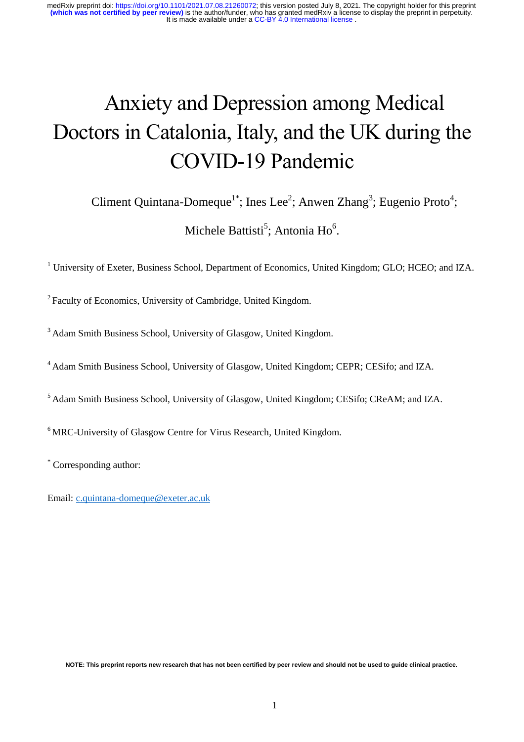# Anxiety and Depression among Medical Doctors in Catalonia, Italy, and the UK during the COVID-19 Pandemic

Climent Quintana-Domeque[1*]; Ines Lee[2]; Anwen Zhang[3]; Eugenio Proto[4]; Michele Battisti[5]; Antonia Ho[6].

[1] University of Exeter, Business School, Department of Economics, United Kingdom; GLO; HCEO; and IZA.

[2] Faculty of Economics, University of Cambridge, United Kingdom.

[3] Adam Smith Business School, University of Glasgow, United Kingdom.

[4] Adam Smith Business School, University of Glasgow, United Kingdom; CEPR; CESifo; and IZA.

[5] Adam Smith Business School, University of Glasgow, United Kingdom; CESifo; CReAM; and IZA.

[6] MRC-University of Glasgow Centre for Virus Research, United Kingdom.

[*] Corresponding author:

Email: c.quintana-domeque@exeter.ac.uk

**NOTE: This preprint reports new research that has not been certified by peer review and should not be used to guide clinical practice.**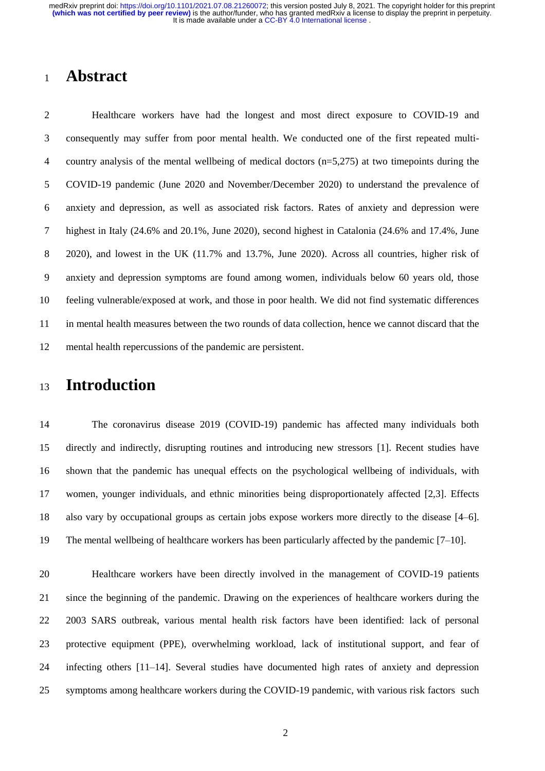# Abstract

Healthcare workers have had the longest and most direct exposure to COVID-19 and consequently may suffer from poor mental health. We conducted one of the first repeated multi-country analysis of the mental wellbeing of medical doctors (n=5,275) at two timepoints during the COVID-19 pandemic (June 2020 and November/December 2020) to understand the prevalence of anxiety and depression, as well as associated risk factors. Rates of anxiety and depression were highest in Italy (24.6% and 20.1%, June 2020), second highest in Catalonia (24.6% and 17.4%, June 2020), and lowest in the UK (11.7% and 13.7%, June 2020). Across all countries, higher risk of anxiety and depression symptoms are found among women, individuals below 60 years old, those feeling vulnerable/exposed at work, and those in poor health. We did not find systematic differences in mental health measures between the two rounds of data collection, hence we cannot discard that the mental health repercussions of the pandemic are persistent.

# Introduction

The coronavirus disease 2019 (COVID-19) pandemic has affected many individuals both directly and indirectly, disrupting routines and introducing new stressors [1]. Recent studies have shown that the pandemic has unequal effects on the psychological wellbeing of individuals, with women, younger individuals, and ethnic minorities being disproportionately affected [2,3]. Effects also vary by occupational groups as certain jobs expose workers more directly to the disease [4–6]. The mental wellbeing of healthcare workers has been particularly affected by the pandemic [7–10].

Healthcare workers have been directly involved in the management of COVID-19 patients since the beginning of the pandemic. Drawing on the experiences of healthcare workers during the 2003 SARS outbreak, various mental health risk factors have been identified: lack of personal protective equipment (PPE), overwhelming workload, lack of institutional support, and fear of infecting others [11–14]. Several studies have documented high rates of anxiety and depression symptoms among healthcare workers during the COVID-19 pandemic, with various risk factors such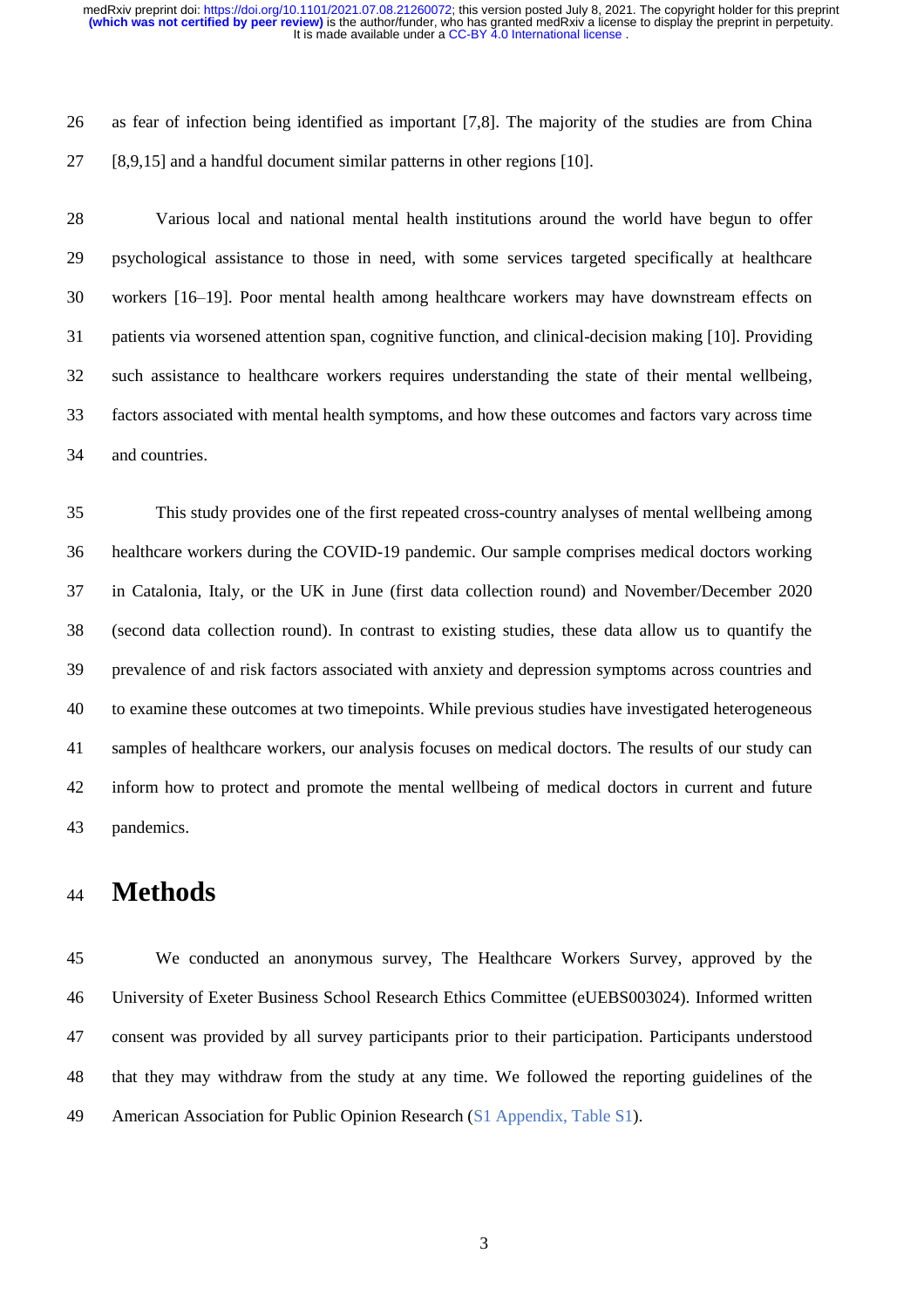as fear of infection being identified as important [7,8]. The majority of the studies are from China [8,9,15] and a handful document similar patterns in other regions [10].

Various local and national mental health institutions around the world have begun to offer psychological assistance to those in need, with some services targeted specifically at healthcare workers [16–19]. Poor mental health among healthcare workers may have downstream effects on patients via worsened attention span, cognitive function, and clinical-decision making [10]. Providing such assistance to healthcare workers requires understanding the state of their mental wellbeing, factors associated with mental health symptoms, and how these outcomes and factors vary across time and countries.

This study provides one of the first repeated cross-country analyses of mental wellbeing among healthcare workers during the COVID-19 pandemic. Our sample comprises medical doctors working in Catalonia, Italy, or the UK in June (first data collection round) and November/December 2020 (second data collection round). In contrast to existing studies, these data allow us to quantify the prevalence of and risk factors associated with anxiety and depression symptoms across countries and to examine these outcomes at two timepoints. While previous studies have investigated heterogeneous samples of healthcare workers, our analysis focuses on medical doctors. The results of our study can inform how to protect and promote the mental wellbeing of medical doctors in current and future pandemics.

# Methods

We conducted an anonymous survey, The Healthcare Workers Survey, approved by the University of Exeter Business School Research Ethics Committee (eUEBS003024). Informed written consent was provided by all survey participants prior to their participation. Participants understood that they may withdraw from the study at any time. We followed the reporting guidelines of the American Association for Public Opinion Research (S1 Appendix, Table S1).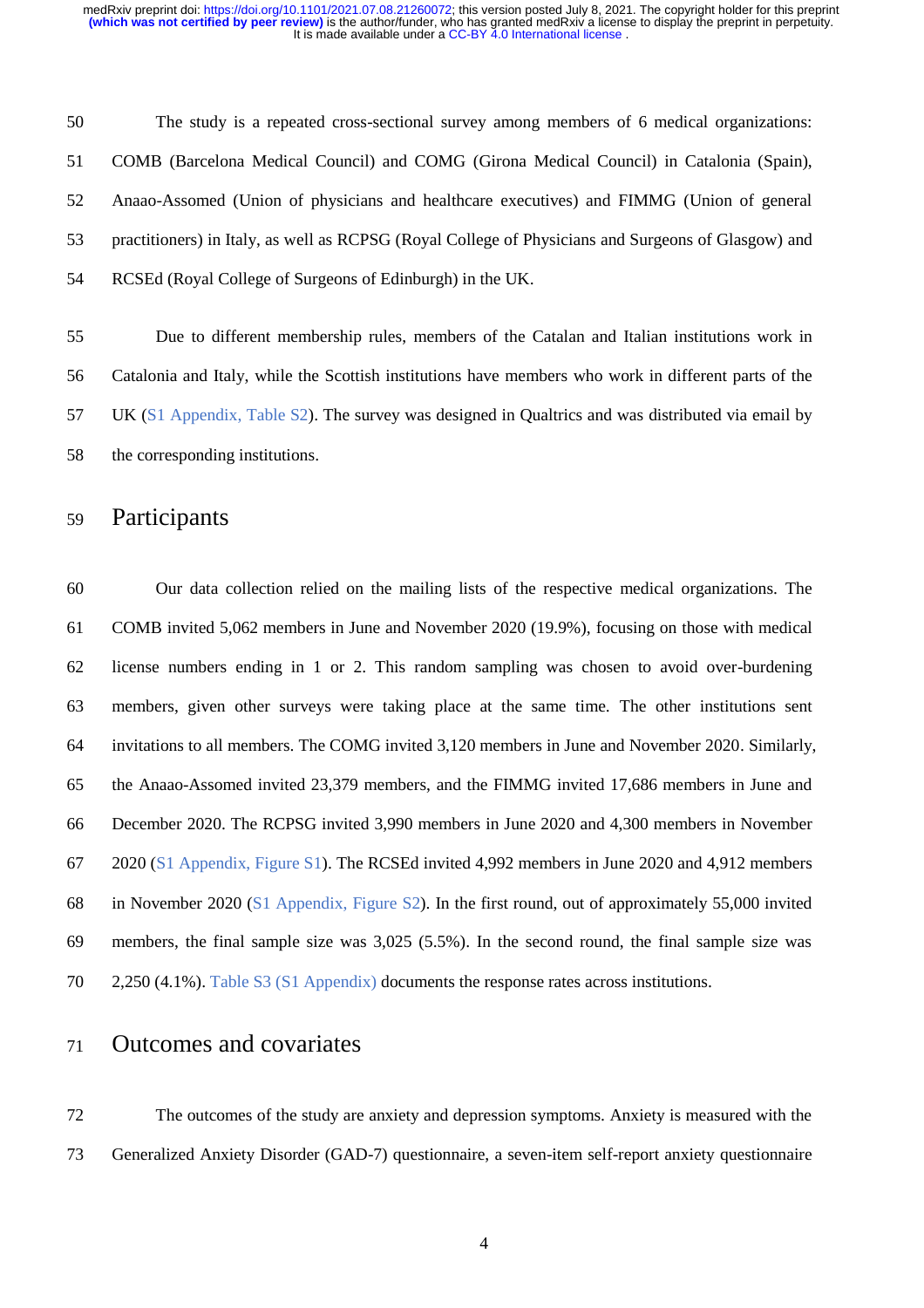The study is a repeated cross-sectional survey among members of 6 medical organizations: COMB (Barcelona Medical Council) and COMG (Girona Medical Council) in Catalonia (Spain), Anaao-Assomed (Union of physicians and healthcare executives) and FIMMG (Union of general practitioners) in Italy, as well as RCPSG (Royal College of Physicians and Surgeons of Glasgow) and RCSEd (Royal College of Surgeons of Edinburgh) in the UK.

Due to different membership rules, members of the Catalan and Italian institutions work in Catalonia and Italy, while the Scottish institutions have members who work in different parts of the UK (S1 Appendix, Table S2). The survey was designed in Qualtrics and was distributed via email by the corresponding institutions.

## Participants

Our data collection relied on the mailing lists of the respective medical organizations. The COMB invited 5,062 members in June and November 2020 (19.9%), focusing on those with medical license numbers ending in 1 or 2. This random sampling was chosen to avoid over-burdening members, given other surveys were taking place at the same time. The other institutions sent invitations to all members. The COMG invited 3,120 members in June and November 2020. Similarly, the Anaao-Assomed invited 23,379 members, and the FIMMG invited 17,686 members in June and December 2020. The RCPSG invited 3,990 members in June 2020 and 4,300 members in November 2020 (S1 Appendix, Figure S1). The RCSEd invited 4,992 members in June 2020 and 4,912 members in November 2020 (S1 Appendix, Figure S2). In the first round, out of approximately 55,000 invited members, the final sample size was 3,025 (5.5%). In the second round, the final sample size was 2,250 (4.1%). Table S3 (S1 Appendix) documents the response rates across institutions.

## Outcomes and covariates

The outcomes of the study are anxiety and depression symptoms. Anxiety is measured with the Generalized Anxiety Disorder (GAD-7) questionnaire, a seven-item self-report anxiety questionnaire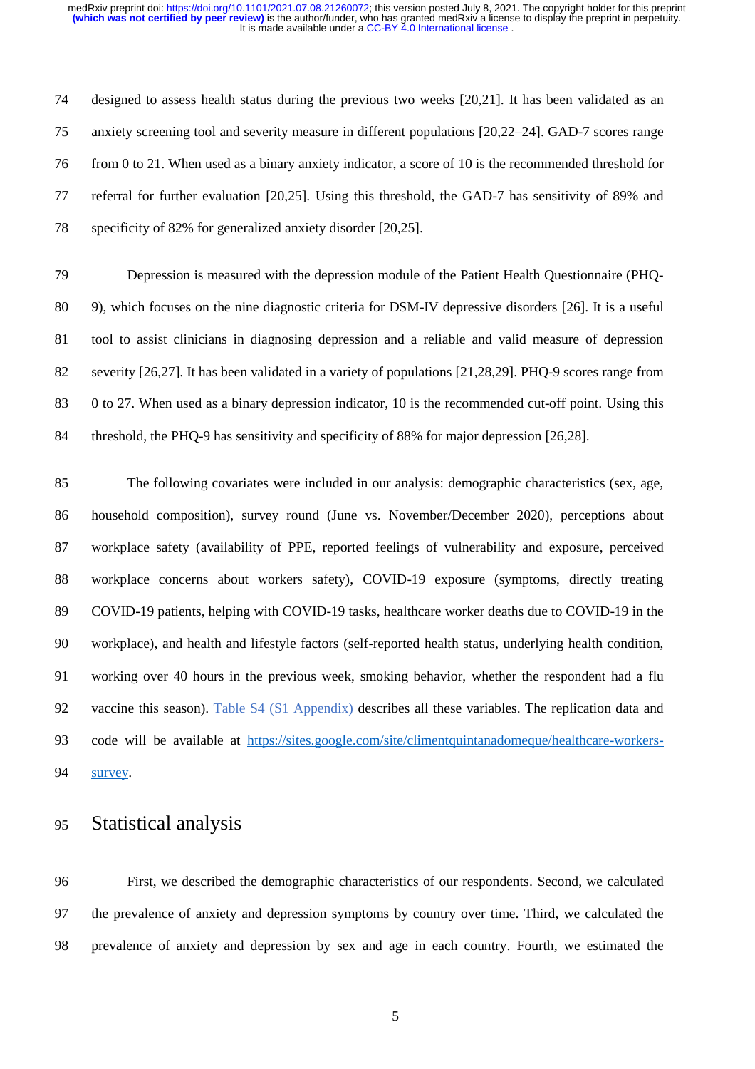designed to assess health status during the previous two weeks [20,21]. It has been validated as an anxiety screening tool and severity measure in different populations [20,22–24]. GAD-7 scores range from 0 to 21. When used as a binary anxiety indicator, a score of 10 is the recommended threshold for referral for further evaluation [20,25]. Using this threshold, the GAD-7 has sensitivity of 89% and specificity of 82% for generalized anxiety disorder [20,25].

Depression is measured with the depression module of the Patient Health Questionnaire (PHQ-9), which focuses on the nine diagnostic criteria for DSM-IV depressive disorders [26]. It is a useful tool to assist clinicians in diagnosing depression and a reliable and valid measure of depression severity [26,27]. It has been validated in a variety of populations [21,28,29]. PHQ-9 scores range from 0 to 27. When used as a binary depression indicator, 10 is the recommended cut-off point. Using this threshold, the PHQ-9 has sensitivity and specificity of 88% for major depression [26,28].

The following covariates were included in our analysis: demographic characteristics (sex, age, household composition), survey round (June vs. November/December 2020), perceptions about workplace safety (availability of PPE, reported feelings of vulnerability and exposure, perceived workplace concerns about workers safety), COVID-19 exposure (symptoms, directly treating COVID-19 patients, helping with COVID-19 tasks, healthcare worker deaths due to COVID-19 in the workplace), and health and lifestyle factors (self-reported health status, underlying health condition, working over 40 hours in the previous week, smoking behavior, whether the respondent had a flu vaccine this season). Table S4 (S1 Appendix) describes all these variables. The replication data and code will be available at https://sites.google.com/site/climentquintanadomeque/healthcare-workers-survey.

## Statistical analysis

First, we described the demographic characteristics of our respondents. Second, we calculated the prevalence of anxiety and depression symptoms by country over time. Third, we calculated the prevalence of anxiety and depression by sex and age in each country. Fourth, we estimated the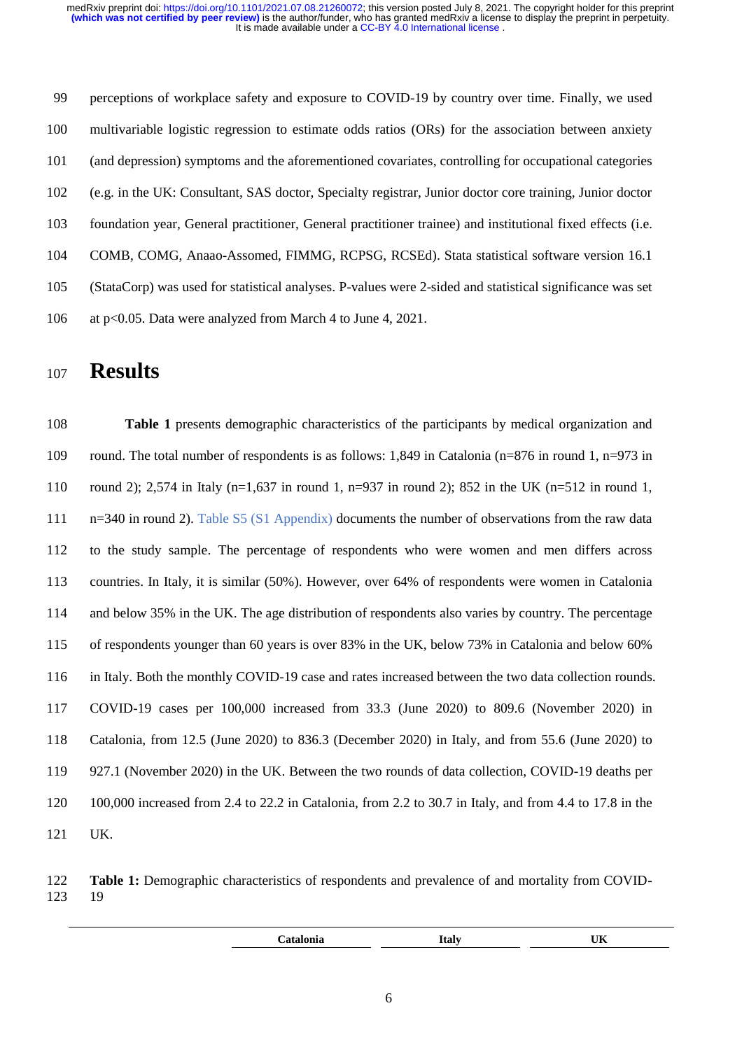perceptions of workplace safety and exposure to COVID-19 by country over time. Finally, we used multivariable logistic regression to estimate odds ratios (ORs) for the association between anxiety (and depression) symptoms and the aforementioned covariates, controlling for occupational categories (e.g. in the UK: Consultant, SAS doctor, Specialty registrar, Junior doctor core training, Junior doctor foundation year, General practitioner, General practitioner trainee) and institutional fixed effects (i.e. COMB, COMG, Anaao-Assomed, FIMMG, RCPSG, RCSEd). Stata statistical software version 16.1 (StataCorp) was used for statistical analyses. P-values were 2-sided and statistical significance was set at $p<0.05$. Data were analyzed from March 4 to June 4, 2021.

# Results

**Table 1** presents demographic characteristics of the participants by medical organization and round. The total number of respondents is as follows: 1,849 in Catalonia (n=876 in round 1, n=973 in round 2); 2,574 in Italy (n=1,637 in round 1, n=937 in round 2); 852 in the UK (n=512 in round 1, n=340 in round 2). Table S5 (S1 Appendix) documents the number of observations from the raw data to the study sample. The percentage of respondents who were women and men differs across countries. In Italy, it is similar (50%). However, over 64% of respondents were women in Catalonia and below 35% in the UK. The age distribution of respondents also varies by country. The percentage of respondents younger than 60 years is over 83% in the UK, below 73% in Catalonia and below 60% in Italy. Both the monthly COVID-19 case and rates increased between the two data collection rounds. COVID-19 cases per 100,000 increased from 33.3 (June 2020) to 809.6 (November 2020) in Catalonia, from 12.5 (June 2020) to 836.3 (December 2020) in Italy, and from 55.6 (June 2020) to 927.1 (November 2020) in the UK. Between the two rounds of data collection, COVID-19 deaths per 100,000 increased from 2.4 to 22.2 in Catalonia, from 2.2 to 30.7 in Italy, and from 4.4 to 17.8 in the UK.

**Table 1:** Demographic characteristics of respondents and prevalence of and mortality from COVID-19

| | Catalonia | Italy | UK |
|---|---|---|---|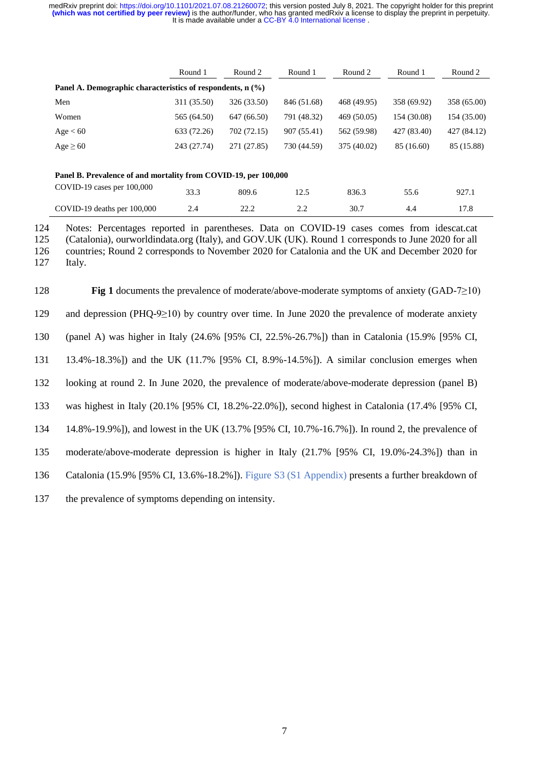| | Round 1 | Round 2 | Round 1 | Round 2 | Round 1 | Round 2 |
|---|---|---|---|---|---|---|
| **Panel A. Demographic characteristics of respondents, n (%)** | | | | | | |
| Men | 311 (35.50) | 326 (33.50) | 846 (51.68) | 468 (49.95) | 358 (69.92) | 358 (65.00) |
| Women | 565 (64.50) | 647 (66.50) | 791 (48.32) | 469 (50.05) | 154 (30.08) | 154 (35.00) |
| Age < 60 | 633 (72.26) | 702 (72.15) | 907 (55.41) | 562 (59.98) | 427 (83.40) | 427 (84.12) |
| Age ≥ 60 | 243 (27.74) | 271 (27.85) | 730 (44.59) | 375 (40.02) | 85 (16.60) | 85 (15.88) |
| **Panel B. Prevalence of and mortality from COVID-19, per 100,000** | | | | | | |
| COVID-19 cases per 100,000 | 33.3 | 809.6 | 12.5 | 836.3 | 55.6 | 927.1 |
| COVID-19 deaths per 100,000 | 2.4 | 22.2 | 2.2 | 30.7 | 4.4 | 17.8 |

Notes: Percentages reported in parentheses. Data on COVID-19 cases comes from idescat.cat (Catalonia), ourworldindata.org (Italy), and GOV.UK (UK). Round 1 corresponds to June 2020 for all countries; Round 2 corresponds to November 2020 for Catalonia and the UK and December 2020 for Italy.

**Fig 1** documents the prevalence of moderate/above-moderate symptoms of anxiety (GAD-7≥10) and depression (PHQ-9≥10) by country over time. In June 2020 the prevalence of moderate anxiety (panel A) was higher in Italy (24.6% [95% CI, 22.5%-26.7%]) than in Catalonia (15.9% [95% CI, 13.4%-18.3%]) and the UK (11.7% [95% CI, 8.9%-14.5%]). A similar conclusion emerges when looking at round 2. In June 2020, the prevalence of moderate/above-moderate depression (panel B) was highest in Italy (20.1% [95% CI, 18.2%-22.0%]), second highest in Catalonia (17.4% [95% CI, 14.8%-19.9%]), and lowest in the UK (13.7% [95% CI, 10.7%-16.7%]). In round 2, the prevalence of moderate/above-moderate depression is higher in Italy (21.7% [95% CI, 19.0%-24.3%]) than in Catalonia (15.9% [95% CI, 13.6%-18.2%]). Figure S3 (S1 Appendix) presents a further breakdown of the prevalence of symptoms depending on intensity.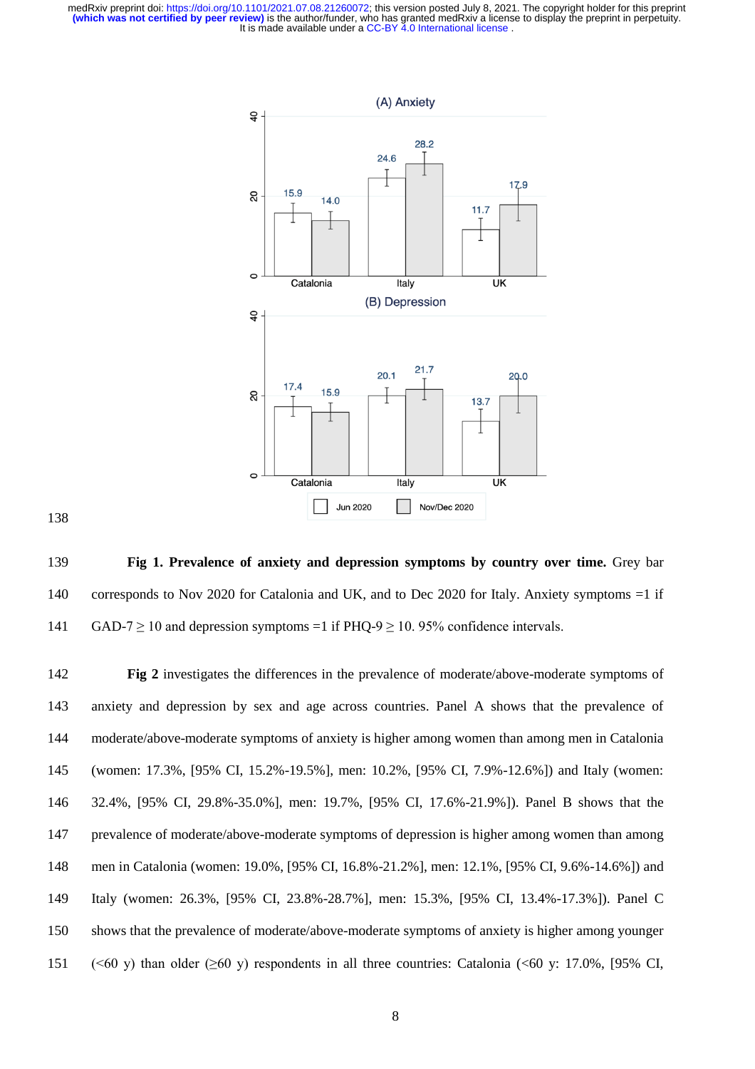**Fig 1. Prevalence of anxiety and depression symptoms by country over time.** Grey bar corresponds to Nov 2020 for Catalonia and UK, and to Dec 2020 for Italy. Anxiety symptoms =1 if GAD-7 ≥ 10 and depression symptoms =1 if PHQ-9 ≥ 10. 95% confidence intervals.

**Fig 2** investigates the differences in the prevalence of moderate/above-moderate symptoms of anxiety and depression by sex and age across countries. Panel A shows that the prevalence of moderate/above-moderate symptoms of anxiety is higher among women than among men in Catalonia (women: 17.3%, [95% CI, 15.2%-19.5%], men: 10.2%, [95% CI, 7.9%-12.6%]) and Italy (women: 32.4%, [95% CI, 29.8%-35.0%], men: 19.7%, [95% CI, 17.6%-21.9%]). Panel B shows that the prevalence of moderate/above-moderate symptoms of depression is higher among women than among men in Catalonia (women: 19.0%, [95% CI, 16.8%-21.2%], men: 12.1%, [95% CI, 9.6%-14.6%]) and Italy (women: 26.3%, [95% CI, 23.8%-28.7%], men: 15.3%, [95% CI, 13.4%-17.3%]). Panel C shows that the prevalence of moderate/above-moderate symptoms of anxiety is higher among younger (<60 y) than older (≥60 y) respondents in all three countries: Catalonia (<60 y: 17.0%, [95% CI,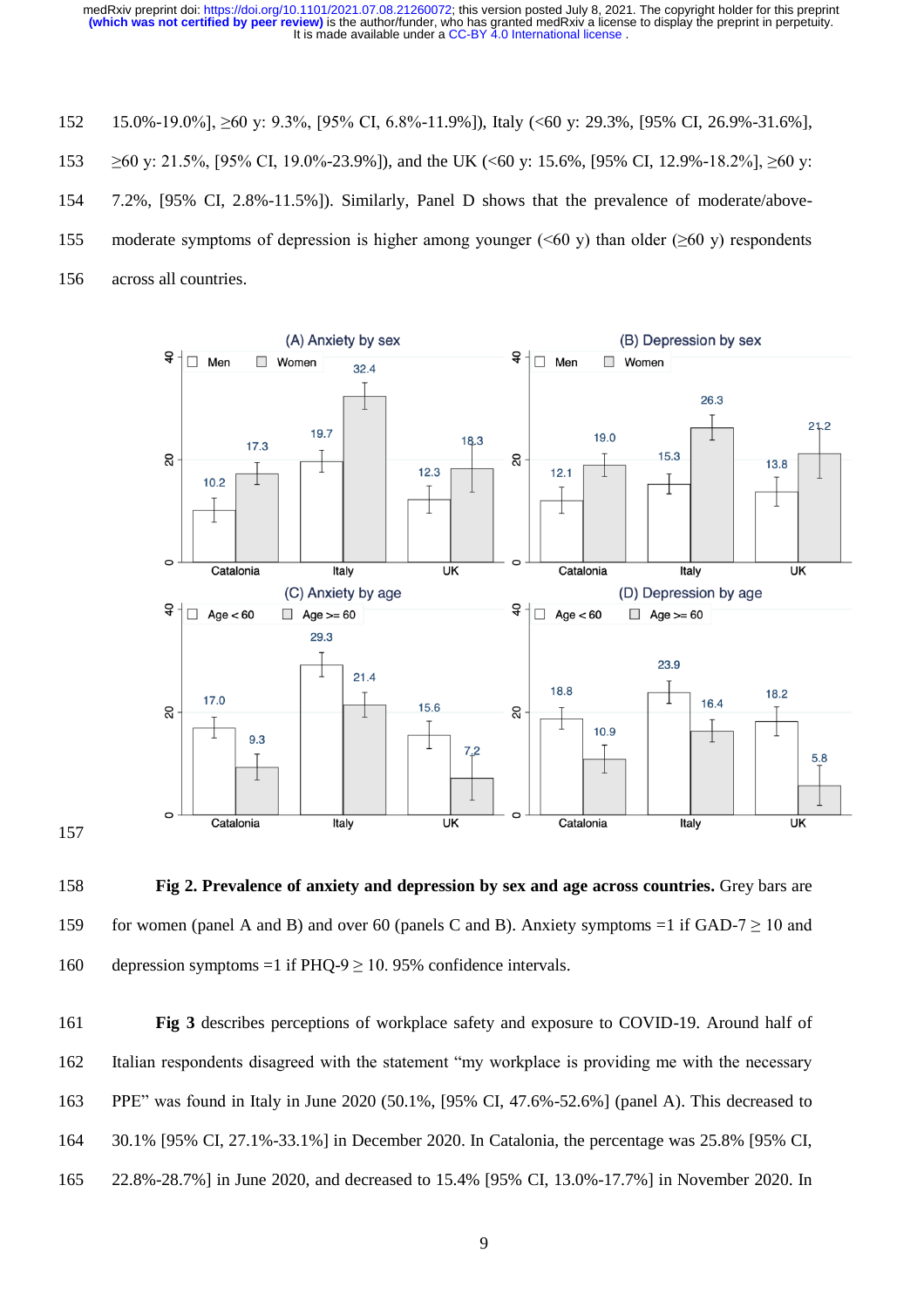15.0%-19.0%], ≥60 y: 9.3%, [95% CI, 6.8%-11.9%]), Italy (<60 y: 29.3%, [95% CI, 26.9%-31.6%], ≥60 y: 21.5%, [95% CI, 19.0%-23.9%]), and the UK (<60 y: 15.6%, [95% CI, 12.9%-18.2%], ≥60 y: 7.2%, [95% CI, 2.8%-11.5%]). Similarly, Panel D shows that the prevalence of moderate/above-moderate symptoms of depression is higher among younger (<60 y) than older (≥60 y) respondents across all countries.

**Fig 2. Prevalence of anxiety and depression by sex and age across countries.** Grey bars are for women (panel A and B) and over 60 (panels C and B). Anxiety symptoms =1 if GAD-7 ≥ 10 and depression symptoms =1 if PHQ-9 ≥ 10. 95% confidence intervals.

**Fig 3** describes perceptions of workplace safety and exposure to COVID-19. Around half of Italian respondents disagreed with the statement "my workplace is providing me with the necessary PPE" was found in Italy in June 2020 (50.1%, [95% CI, 47.6%-52.6%] (panel A). This decreased to 30.1% [95% CI, 27.1%-33.1%] in December 2020. In Catalonia, the percentage was 25.8% [95% CI, 22.8%-28.7%] in June 2020, and decreased to 15.4% [95% CI, 13.0%-17.7%] in November 2020. In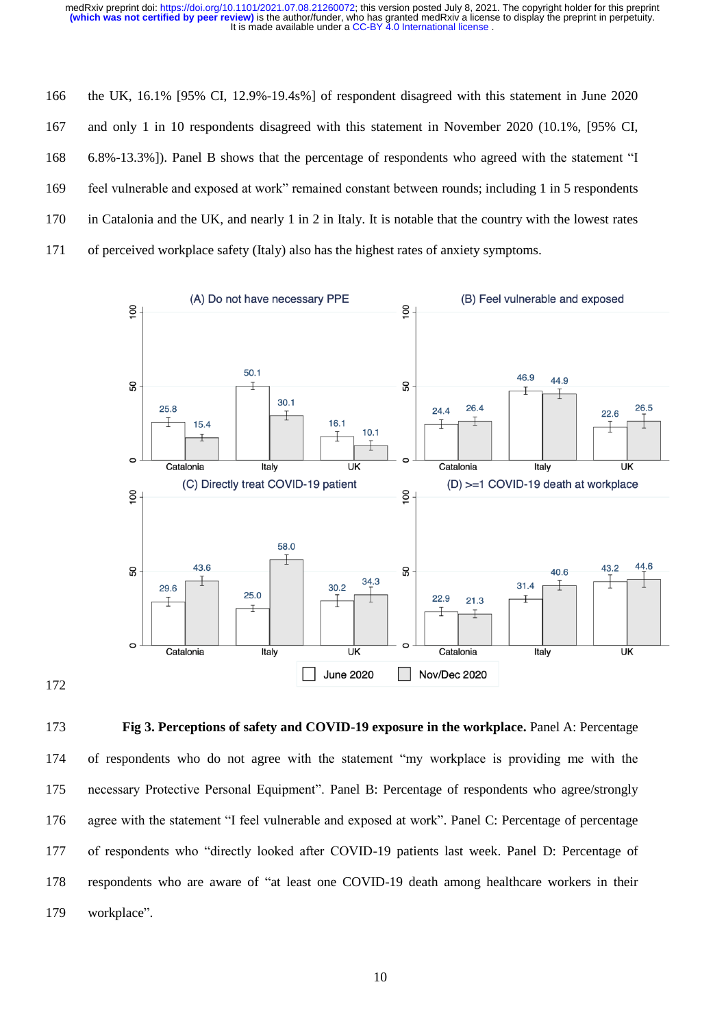the UK, 16.1% [95% CI, 12.9%-19.4s%] of respondent disagreed with this statement in June 2020 and only 1 in 10 respondents disagreed with this statement in November 2020 (10.1%, [95% CI, 6.8%-13.3%]). Panel B shows that the percentage of respondents who agreed with the statement "I feel vulnerable and exposed at work" remained constant between rounds; including 1 in 5 respondents in Catalonia and the UK, and nearly 1 in 2 in Italy. It is notable that the country with the lowest rates of perceived workplace safety (Italy) also has the highest rates of anxiety symptoms.

**Fig 3. Perceptions of safety and COVID-19 exposure in the workplace.** Panel A: Percentage of respondents who do not agree with the statement "my workplace is providing me with the necessary Protective Personal Equipment". Panel B: Percentage of respondents who agree/strongly agree with the statement "I feel vulnerable and exposed at work". Panel C: Percentage of percentage of respondents who "directly looked after COVID-19 patients last week. Panel D: Percentage of respondents who are aware of "at least one COVID-19 death among healthcare workers in their workplace".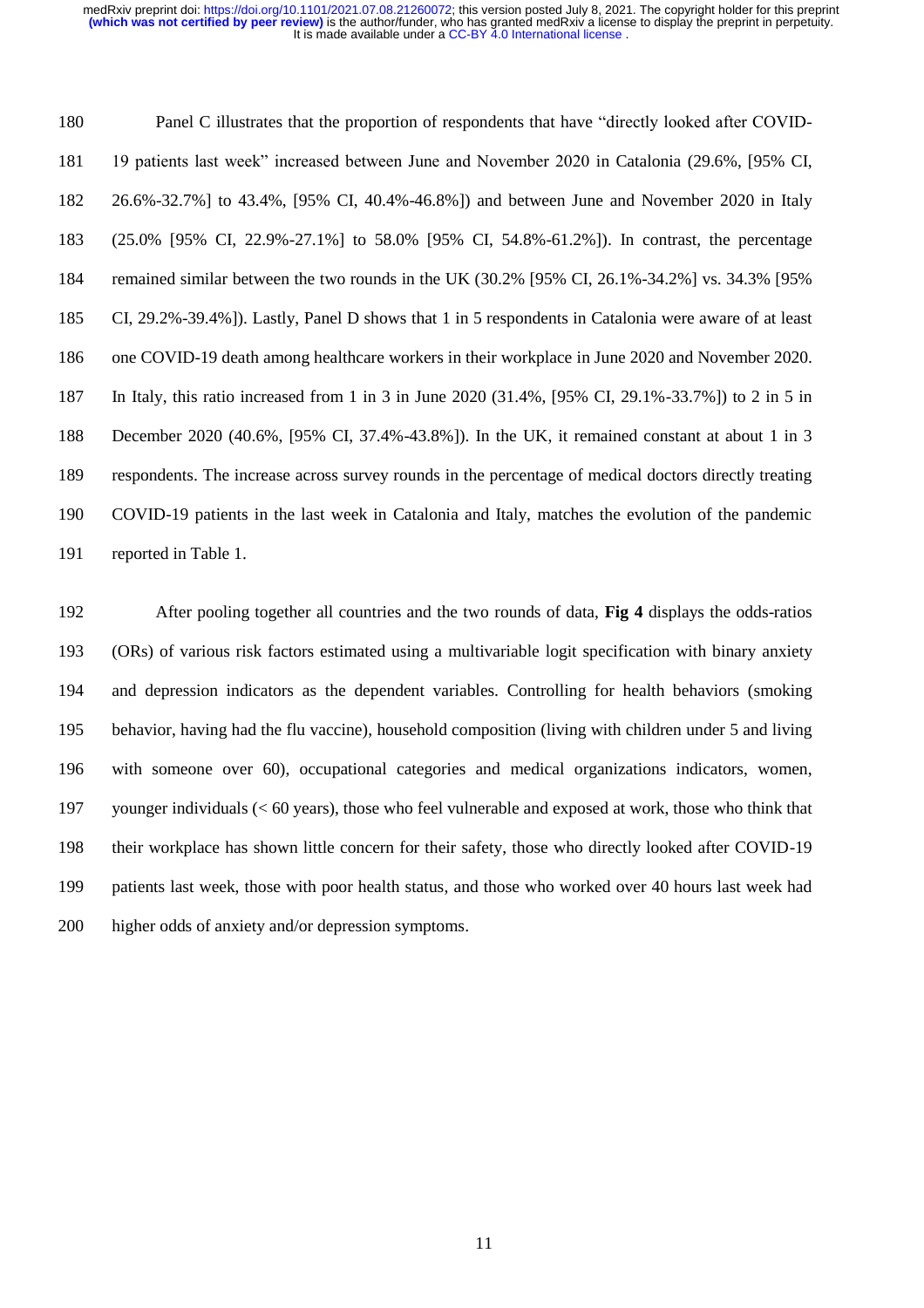Panel C illustrates that the proportion of respondents that have "directly looked after COVID-19 patients last week" increased between June and November 2020 in Catalonia (29.6%, [95% CI, 26.6%-32.7%] to 43.4%, [95% CI, 40.4%-46.8%]) and between June and November 2020 in Italy (25.0% [95% CI, 22.9%-27.1%] to 58.0% [95% CI, 54.8%-61.2%]). In contrast, the percentage remained similar between the two rounds in the UK (30.2% [95% CI, 26.1%-34.2%] vs. 34.3% [95% CI, 29.2%-39.4%]). Lastly, Panel D shows that 1 in 5 respondents in Catalonia were aware of at least one COVID-19 death among healthcare workers in their workplace in June 2020 and November 2020. In Italy, this ratio increased from 1 in 3 in June 2020 (31.4%, [95% CI, 29.1%-33.7%]) to 2 in 5 in December 2020 (40.6%, [95% CI, 37.4%-43.8%]). In the UK, it remained constant at about 1 in 3 respondents. The increase across survey rounds in the percentage of medical doctors directly treating COVID-19 patients in the last week in Catalonia and Italy, matches the evolution of the pandemic reported in Table 1.

After pooling together all countries and the two rounds of data, **Fig 4** displays the odds-ratios (ORs) of various risk factors estimated using a multivariable logit specification with binary anxiety and depression indicators as the dependent variables. Controlling for health behaviors (smoking behavior, having had the flu vaccine), household composition (living with children under 5 and living with someone over 60), occupational categories and medical organizations indicators, women, younger individuals (< 60 years), those who feel vulnerable and exposed at work, those who think that their workplace has shown little concern for their safety, those who directly looked after COVID-19 patients last week, those with poor health status, and those who worked over 40 hours last week had higher odds of anxiety and/or depression symptoms.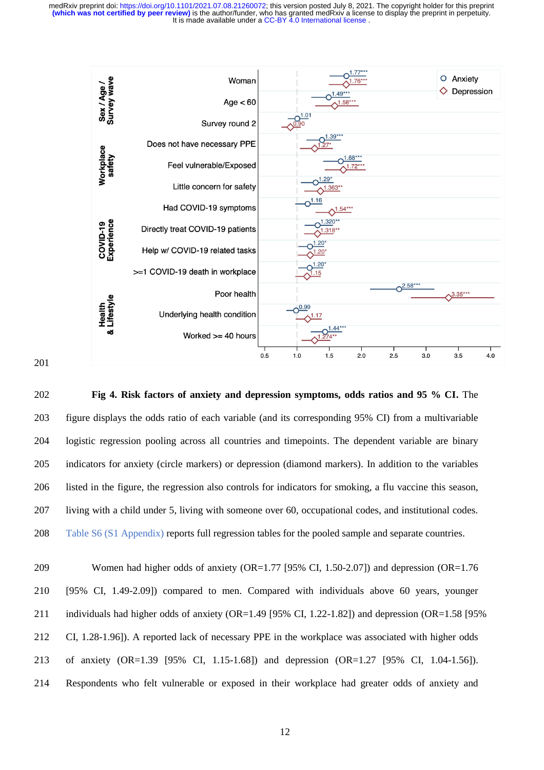**Fig 4. Risk factors of anxiety and depression symptoms, odds ratios and 95 % CI.** The figure displays the odds ratio of each variable (and its corresponding 95% CI) from a multivariable logistic regression pooling across all countries and timepoints. The dependent variable are binary indicators for anxiety (circle markers) or depression (diamond markers). In addition to the variables listed in the figure, the regression also controls for indicators for smoking, a flu vaccine this season, living with a child under 5, living with someone over 60, occupational codes, and institutional codes. Table S6 (S1 Appendix) reports full regression tables for the pooled sample and separate countries.

Women had higher odds of anxiety (OR=1.77 [95% CI, 1.50-2.07]) and depression (OR=1.76 [95% CI, 1.49-2.09]) compared to men. Compared with individuals above 60 years, younger individuals had higher odds of anxiety (OR=1.49 [95% CI, 1.22-1.82]) and depression (OR=1.58 [95% CI, 1.28-1.96]). A reported lack of necessary PPE in the workplace was associated with higher odds of anxiety (OR=1.39 [95% CI, 1.15-1.68]) and depression (OR=1.27 [95% CI, 1.04-1.56]). Respondents who felt vulnerable or exposed in their workplace had greater odds of anxiety and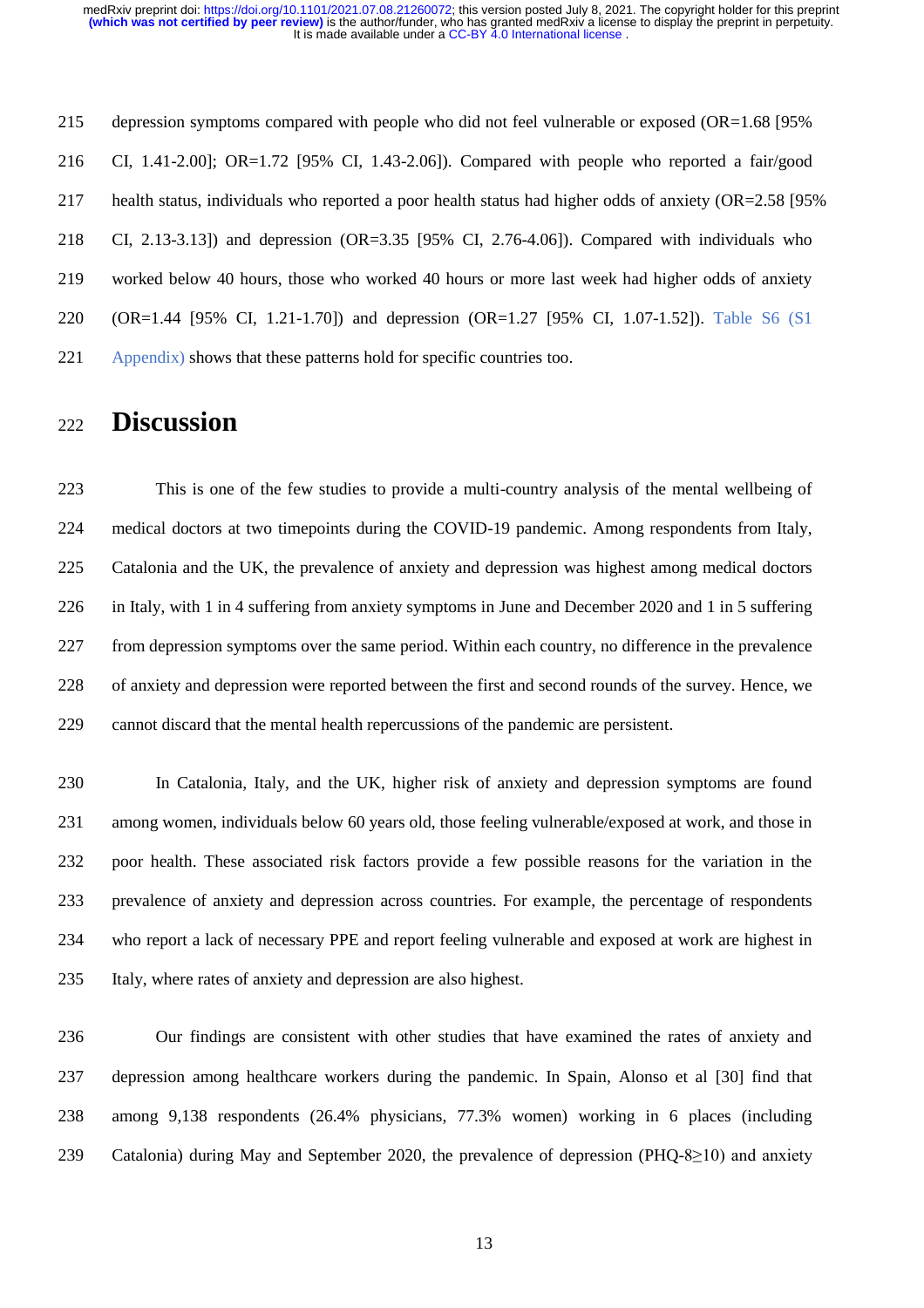depression symptoms compared with people who did not feel vulnerable or exposed (OR=1.68 [95% CI, 1.41-2.00]; OR=1.72 [95% CI, 1.43-2.06]). Compared with people who reported a fair/good health status, individuals who reported a poor health status had higher odds of anxiety (OR=2.58 [95% CI, 2.13-3.13]) and depression (OR=3.35 [95% CI, 2.76-4.06]). Compared with individuals who worked below 40 hours, those who worked 40 hours or more last week had higher odds of anxiety (OR=1.44 [95% CI, 1.21-1.70]) and depression (OR=1.27 [95% CI, 1.07-1.52]). Table S6 (S1 Appendix) shows that these patterns hold for specific countries too.

# Discussion

This is one of the few studies to provide a multi-country analysis of the mental wellbeing of medical doctors at two timepoints during the COVID-19 pandemic. Among respondents from Italy, Catalonia and the UK, the prevalence of anxiety and depression was highest among medical doctors in Italy, with 1 in 4 suffering from anxiety symptoms in June and December 2020 and 1 in 5 suffering from depression symptoms over the same period. Within each country, no difference in the prevalence of anxiety and depression were reported between the first and second rounds of the survey. Hence, we cannot discard that the mental health repercussions of the pandemic are persistent.

In Catalonia, Italy, and the UK, higher risk of anxiety and depression symptoms are found among women, individuals below 60 years old, those feeling vulnerable/exposed at work, and those in poor health. These associated risk factors provide a few possible reasons for the variation in the prevalence of anxiety and depression across countries. For example, the percentage of respondents who report a lack of necessary PPE and report feeling vulnerable and exposed at work are highest in Italy, where rates of anxiety and depression are also highest.

Our findings are consistent with other studies that have examined the rates of anxiety and depression among healthcare workers during the pandemic. In Spain, Alonso et al [30] find that among 9,138 respondents (26.4% physicians, 77.3% women) working in 6 places (including Catalonia) during May and September 2020, the prevalence of depression (PHQ-8≥10) and anxiety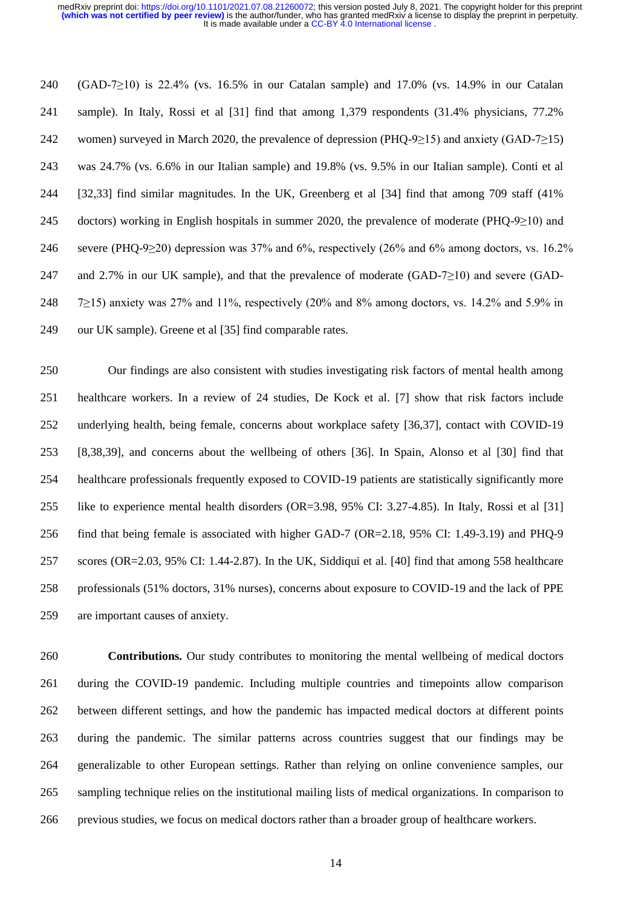(GAD-7≥10) is 22.4% (vs. 16.5% in our Catalan sample) and 17.0% (vs. 14.9% in our Catalan sample). In Italy, Rossi et al [31] find that among 1,379 respondents (31.4% physicians, 77.2% women) surveyed in March 2020, the prevalence of depression (PHQ-9≥15) and anxiety (GAD-7≥15) was 24.7% (vs. 6.6% in our Italian sample) and 19.8% (vs. 9.5% in our Italian sample). Conti et al [32,33] find similar magnitudes. In the UK, Greenberg et al [34] find that among 709 staff (41% doctors) working in English hospitals in summer 2020, the prevalence of moderate (PHQ-9≥10) and severe (PHQ-9≥20) depression was 37% and 6%, respectively (26% and 6% among doctors, vs. 16.2% and 2.7% in our UK sample), and that the prevalence of moderate (GAD-7≥10) and severe (GAD-7≥15) anxiety was 27% and 11%, respectively (20% and 8% among doctors, vs. 14.2% and 5.9% in our UK sample). Greene et al [35] find comparable rates.

Our findings are also consistent with studies investigating risk factors of mental health among healthcare workers. In a review of 24 studies, De Kock et al. [7] show that risk factors include underlying health, being female, concerns about workplace safety [36,37], contact with COVID-19 [8,38,39], and concerns about the wellbeing of others [36]. In Spain, Alonso et al [30] find that healthcare professionals frequently exposed to COVID-19 patients are statistically significantly more like to experience mental health disorders (OR=3.98, 95% CI: 3.27-4.85). In Italy, Rossi et al [31] find that being female is associated with higher GAD-7 (OR=2.18, 95% CI: 1.49-3.19) and PHQ-9 scores (OR=2.03, 95% CI: 1.44-2.87). In the UK, Siddiqui et al. [40] find that among 558 healthcare professionals (51% doctors, 31% nurses), concerns about exposure to COVID-19 and the lack of PPE are important causes of anxiety.

**Contributions.** Our study contributes to monitoring the mental wellbeing of medical doctors during the COVID-19 pandemic. Including multiple countries and timepoints allow comparison between different settings, and how the pandemic has impacted medical doctors at different points during the pandemic. The similar patterns across countries suggest that our findings may be generalizable to other European settings. Rather than relying on online convenience samples, our sampling technique relies on the institutional mailing lists of medical organizations. In comparison to previous studies, we focus on medical doctors rather than a broader group of healthcare workers.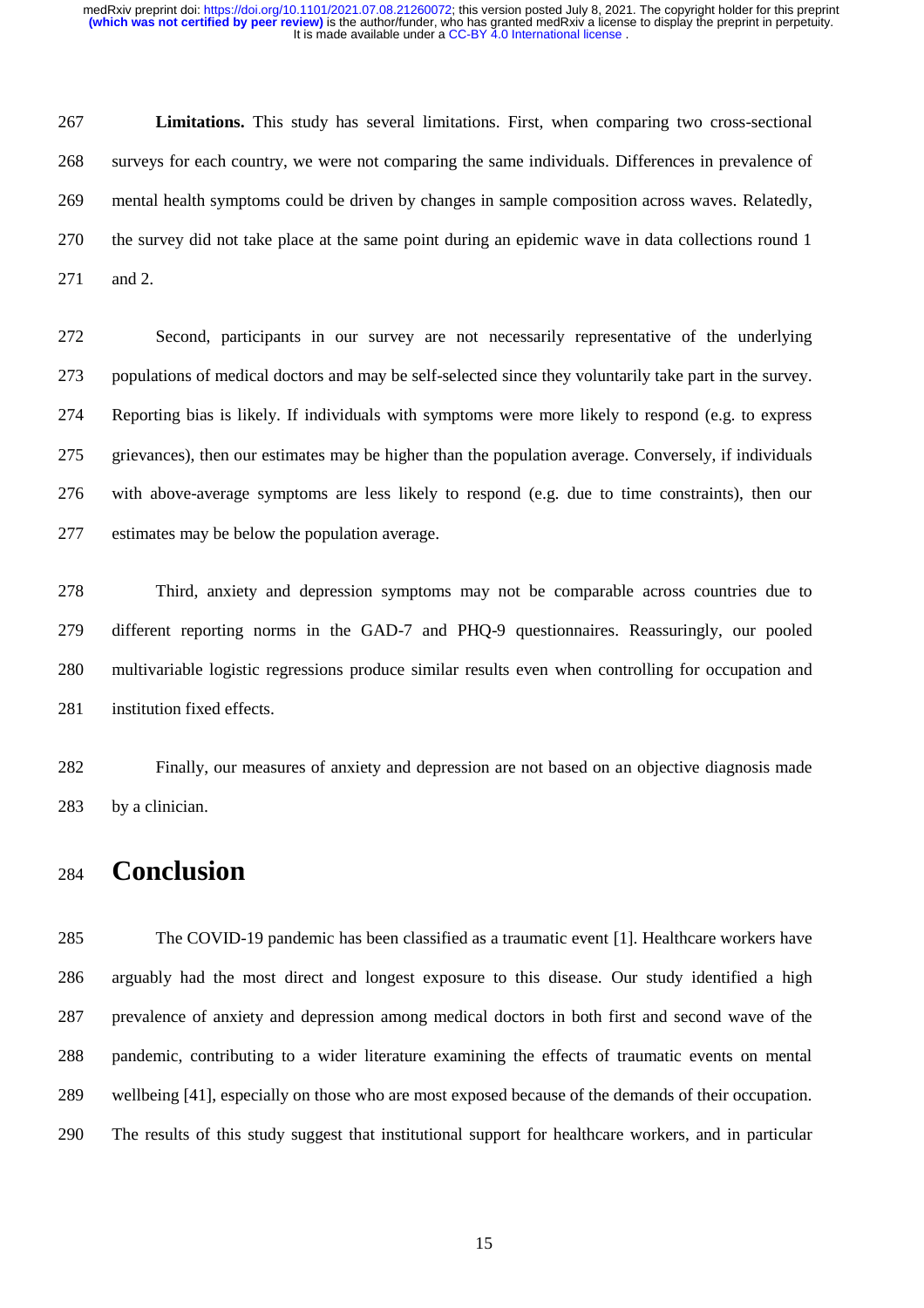**Limitations.** This study has several limitations. First, when comparing two cross-sectional surveys for each country, we were not comparing the same individuals. Differences in prevalence of mental health symptoms could be driven by changes in sample composition across waves. Relatedly, the survey did not take place at the same point during an epidemic wave in data collections round 1 and 2.

Second, participants in our survey are not necessarily representative of the underlying populations of medical doctors and may be self-selected since they voluntarily take part in the survey. Reporting bias is likely. If individuals with symptoms were more likely to respond (e.g. to express grievances), then our estimates may be higher than the population average. Conversely, if individuals with above-average symptoms are less likely to respond (e.g. due to time constraints), then our estimates may be below the population average.

Third, anxiety and depression symptoms may not be comparable across countries due to different reporting norms in the GAD-7 and PHQ-9 questionnaires. Reassuringly, our pooled multivariable logistic regressions produce similar results even when controlling for occupation and institution fixed effects.

Finally, our measures of anxiety and depression are not based on an objective diagnosis made by a clinician.

# Conclusion

The COVID-19 pandemic has been classified as a traumatic event [1]. Healthcare workers have arguably had the most direct and longest exposure to this disease. Our study identified a high prevalence of anxiety and depression among medical doctors in both first and second wave of the pandemic, contributing to a wider literature examining the effects of traumatic events on mental wellbeing [41], especially on those who are most exposed because of the demands of their occupation. The results of this study suggest that institutional support for healthcare workers, and in particular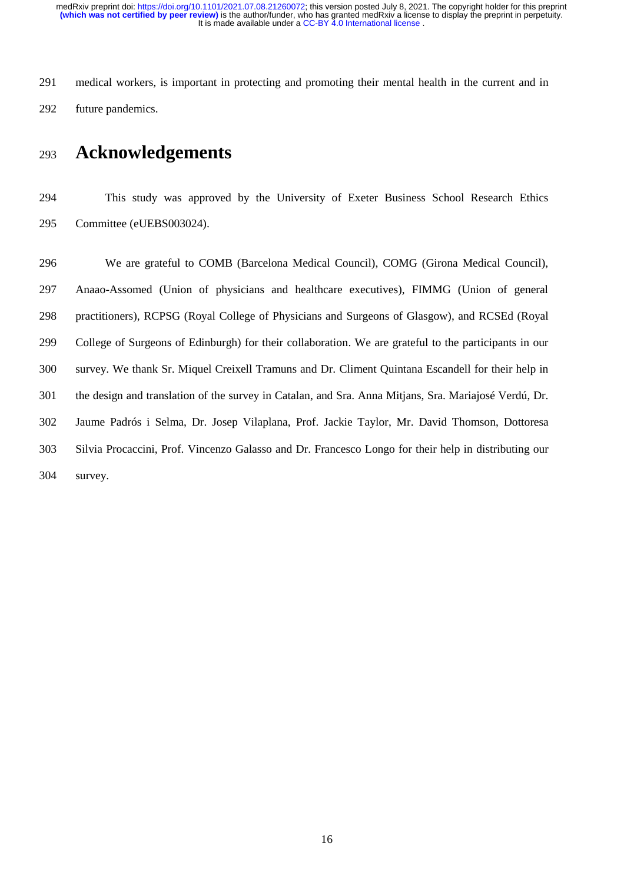medical workers, is important in protecting and promoting their mental health in the current and in future pandemics.

# Acknowledgements

This study was approved by the University of Exeter Business School Research Ethics Committee (eUEBS003024).

We are grateful to COMB (Barcelona Medical Council), COMG (Girona Medical Council), Anaao-Assomed (Union of physicians and healthcare executives), FIMMG (Union of general practitioners), RCPSG (Royal College of Physicians and Surgeons of Glasgow), and RCSEd (Royal College of Surgeons of Edinburgh) for their collaboration. We are grateful to the participants in our survey. We thank Sr. Miquel Creixell Tramuns and Dr. Climent Quintana Escandell for their help in the design and translation of the survey in Catalan, and Sra. Anna Mitjans, Sra. Mariajosé Verdú, Dr. Jaume Padrós i Selma, Dr. Josep Vilaplana, Prof. Jackie Taylor, Mr. David Thomson, Dottoresa Silvia Procaccini, Prof. Vincenzo Galasso and Dr. Francesco Longo for their help in distributing our survey.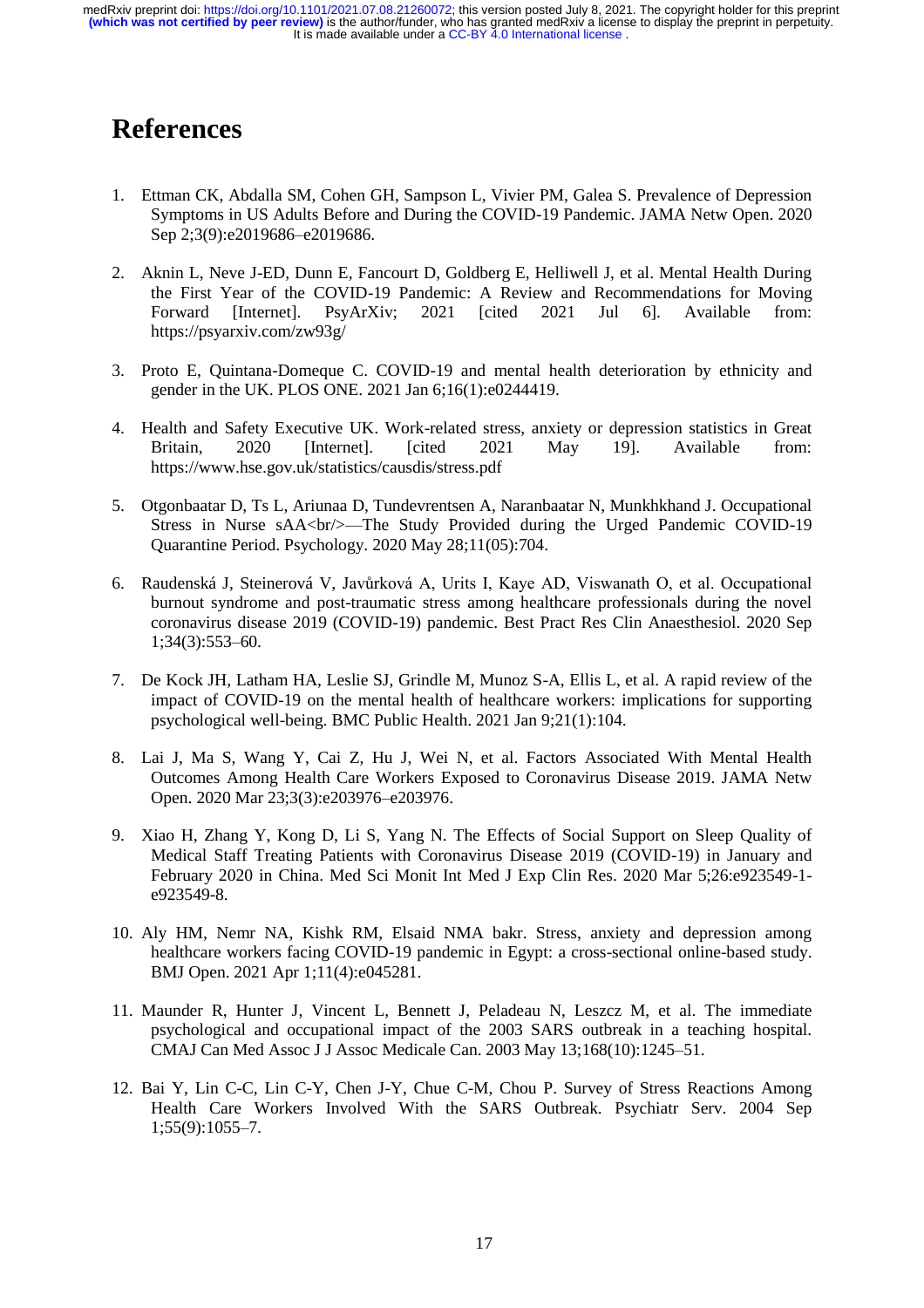# References

1. Ettman CK, Abdalla SM, Cohen GH, Sampson L, Vivier PM, Galea S. Prevalence of Depression Symptoms in US Adults Before and During the COVID-19 Pandemic. JAMA Netw Open. 2020 Sep 2;3(9):e2019686–e2019686.

2. Aknin L, Neve J-ED, Dunn E, Fancourt D, Goldberg E, Helliwell J, et al. Mental Health During the First Year of the COVID-19 Pandemic: A Review and Recommendations for Moving Forward [Internet]. PsyArXiv; 2021 [cited 2021 Jul 6]. Available from: https://psyarxiv.com/zw93g/

3. Proto E, Quintana-Domeque C. COVID-19 and mental health deterioration by ethnicity and gender in the UK. PLOS ONE. 2021 Jan 6;16(1):e0244419.

4. Health and Safety Executive UK. Work-related stress, anxiety or depression statistics in Great Britain, 2020 [Internet]. [cited 2021 May 19]. Available from: https://www.hse.gov.uk/statistics/causdis/stress.pdf

5. Otgonbaatar D, Ts L, Ariunaa D, Tundevrentsen A, Naranbaatar N, Munkhkhand J. Occupational Stress in Nurse sAA<br/>—The Study Provided during the Urged Pandemic COVID-19 Quarantine Period. Psychology. 2020 May 28;11(05):704.

6. Raudenská J, Steinerová V, Javůrková A, Urits I, Kaye AD, Viswanath O, et al. Occupational burnout syndrome and post-traumatic stress among healthcare professionals during the novel coronavirus disease 2019 (COVID-19) pandemic. Best Pract Res Clin Anaesthesiol. 2020 Sep 1;34(3):553–60.

7. De Kock JH, Latham HA, Leslie SJ, Grindle M, Munoz S-A, Ellis L, et al. A rapid review of the impact of COVID-19 on the mental health of healthcare workers: implications for supporting psychological well-being. BMC Public Health. 2021 Jan 9;21(1):104.

8. Lai J, Ma S, Wang Y, Cai Z, Hu J, Wei N, et al. Factors Associated With Mental Health Outcomes Among Health Care Workers Exposed to Coronavirus Disease 2019. JAMA Netw Open. 2020 Mar 23;3(3):e203976–e203976.

9. Xiao H, Zhang Y, Kong D, Li S, Yang N. The Effects of Social Support on Sleep Quality of Medical Staff Treating Patients with Coronavirus Disease 2019 (COVID-19) in January and February 2020 in China. Med Sci Monit Int Med J Exp Clin Res. 2020 Mar 5;26:e923549-1-e923549-8.

10. Aly HM, Nemr NA, Kishk RM, Elsaid NMA bakr. Stress, anxiety and depression among healthcare workers facing COVID-19 pandemic in Egypt: a cross-sectional online-based study. BMJ Open. 2021 Apr 1;11(4):e045281.

11. Maunder R, Hunter J, Vincent L, Bennett J, Peladeau N, Leszcz M, et al. The immediate psychological and occupational impact of the 2003 SARS outbreak in a teaching hospital. CMAJ Can Med Assoc J J Assoc Medicale Can. 2003 May 13;168(10):1245–51.

12. Bai Y, Lin C-C, Lin C-Y, Chen J-Y, Chue C-M, Chou P. Survey of Stress Reactions Among Health Care Workers Involved With the SARS Outbreak. Psychiatr Serv. 2004 Sep 1;55(9):1055–7.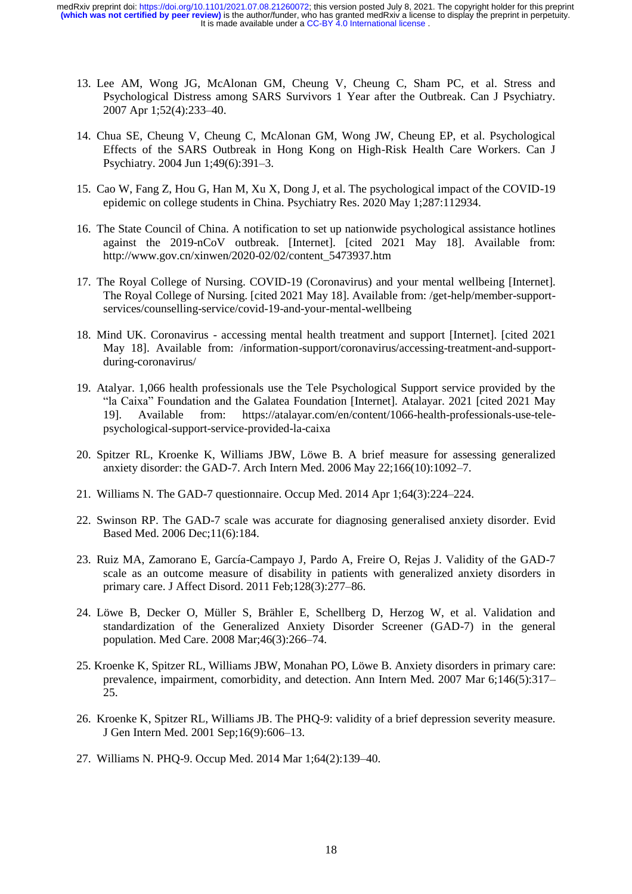13. Lee AM, Wong JG, McAlonan GM, Cheung V, Cheung C, Sham PC, et al. Stress and Psychological Distress among SARS Survivors 1 Year after the Outbreak. Can J Psychiatry. 2007 Apr 1;52(4):233–40.

14. Chua SE, Cheung V, Cheung C, McAlonan GM, Wong JW, Cheung EP, et al. Psychological Effects of the SARS Outbreak in Hong Kong on High-Risk Health Care Workers. Can J Psychiatry. 2004 Jun 1;49(6):391–3.

15. Cao W, Fang Z, Hou G, Han M, Xu X, Dong J, et al. The psychological impact of the COVID-19 epidemic on college students in China. Psychiatry Res. 2020 May 1;287:112934.

16. The State Council of China. A notification to set up nationwide psychological assistance hotlines against the 2019-nCoV outbreak. [Internet]. [cited 2021 May 18]. Available from: http://www.gov.cn/xinwen/2020-02/02/content_5473937.htm

17. The Royal College of Nursing. COVID-19 (Coronavirus) and your mental wellbeing [Internet]. The Royal College of Nursing. [cited 2021 May 18]. Available from: /get-help/member-support-services/counselling-service/covid-19-and-your-mental-wellbeing

18. Mind UK. Coronavirus - accessing mental health treatment and support [Internet]. [cited 2021 May 18]. Available from: /information-support/coronavirus/accessing-treatment-and-support-during-coronavirus/

19. Atalyar. 1,066 health professionals use the Tele Psychological Support service provided by the "la Caixa" Foundation and the Galatea Foundation [Internet]. Atalayar. 2021 [cited 2021 May 19]. Available from: https://atalayar.com/en/content/1066-health-professionals-use-tele-psychological-support-service-provided-la-caixa

20. Spitzer RL, Kroenke K, Williams JBW, Löwe B. A brief measure for assessing generalized anxiety disorder: the GAD-7. Arch Intern Med. 2006 May 22;166(10):1092–7.

21. Williams N. The GAD-7 questionnaire. Occup Med. 2014 Apr 1;64(3):224–224.

22. Swinson RP. The GAD-7 scale was accurate for diagnosing generalised anxiety disorder. Evid Based Med. 2006 Dec;11(6):184.

23. Ruiz MA, Zamorano E, García-Campayo J, Pardo A, Freire O, Rejas J. Validity of the GAD-7 scale as an outcome measure of disability in patients with generalized anxiety disorders in primary care. J Affect Disord. 2011 Feb;128(3):277–86.

24. Löwe B, Decker O, Müller S, Brähler E, Schellberg D, Herzog W, et al. Validation and standardization of the Generalized Anxiety Disorder Screener (GAD-7) in the general population. Med Care. 2008 Mar;46(3):266–74.

25. Kroenke K, Spitzer RL, Williams JBW, Monahan PO, Löwe B. Anxiety disorders in primary care: prevalence, impairment, comorbidity, and detection. Ann Intern Med. 2007 Mar 6;146(5):317–25.

26. Kroenke K, Spitzer RL, Williams JB. The PHQ-9: validity of a brief depression severity measure. J Gen Intern Med. 2001 Sep;16(9):606–13.

27. Williams N. PHQ-9. Occup Med. 2014 Mar 1;64(2):139–40.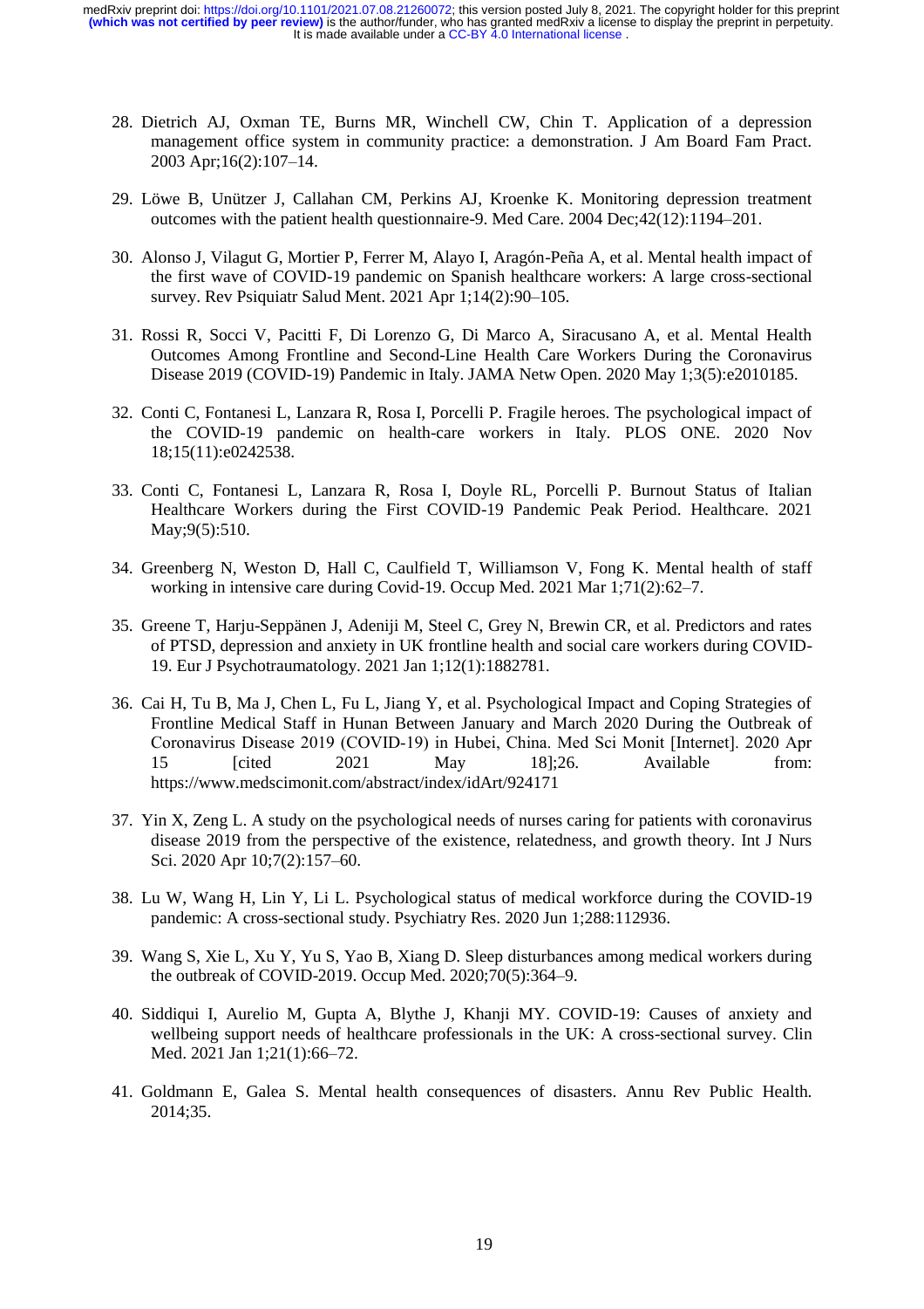28. Dietrich AJ, Oxman TE, Burns MR, Winchell CW, Chin T. Application of a depression management office system in community practice: a demonstration. J Am Board Fam Pract. 2003 Apr;16(2):107–14.

29. Löwe B, Unützer J, Callahan CM, Perkins AJ, Kroenke K. Monitoring depression treatment outcomes with the patient health questionnaire-9. Med Care. 2004 Dec;42(12):1194–201.

30. Alonso J, Vilagut G, Mortier P, Ferrer M, Alayo I, Aragón-Peña A, et al. Mental health impact of the first wave of COVID-19 pandemic on Spanish healthcare workers: A large cross-sectional survey. Rev Psiquiatr Salud Ment. 2021 Apr 1;14(2):90–105.

31. Rossi R, Socci V, Pacitti F, Di Lorenzo G, Di Marco A, Siracusano A, et al. Mental Health Outcomes Among Frontline and Second-Line Health Care Workers During the Coronavirus Disease 2019 (COVID-19) Pandemic in Italy. JAMA Netw Open. 2020 May 1;3(5):e2010185.

32. Conti C, Fontanesi L, Lanzara R, Rosa I, Porcelli P. Fragile heroes. The psychological impact of the COVID-19 pandemic on health-care workers in Italy. PLOS ONE. 2020 Nov 18;15(11):e0242538.

33. Conti C, Fontanesi L, Lanzara R, Rosa I, Doyle RL, Porcelli P. Burnout Status of Italian Healthcare Workers during the First COVID-19 Pandemic Peak Period. Healthcare. 2021 May;9(5):510.

34. Greenberg N, Weston D, Hall C, Caulfield T, Williamson V, Fong K. Mental health of staff working in intensive care during Covid-19. Occup Med. 2021 Mar 1;71(2):62–7.

35. Greene T, Harju-Seppänen J, Adeniji M, Steel C, Grey N, Brewin CR, et al. Predictors and rates of PTSD, depression and anxiety in UK frontline health and social care workers during COVID-19. Eur J Psychotraumatology. 2021 Jan 1;12(1):1882781.

36. Cai H, Tu B, Ma J, Chen L, Fu L, Jiang Y, et al. Psychological Impact and Coping Strategies of Frontline Medical Staff in Hunan Between January and March 2020 During the Outbreak of Coronavirus Disease 2019 (COVID-19) in Hubei, China. Med Sci Monit [Internet]. 2020 Apr 15 [cited 2021 May 18];26. Available from: https://www.medscimonit.com/abstract/index/idArt/924171

37. Yin X, Zeng L. A study on the psychological needs of nurses caring for patients with coronavirus disease 2019 from the perspective of the existence, relatedness, and growth theory. Int J Nurs Sci. 2020 Apr 10;7(2):157–60.

38. Lu W, Wang H, Lin Y, Li L. Psychological status of medical workforce during the COVID-19 pandemic: A cross-sectional study. Psychiatry Res. 2020 Jun 1;288:112936.

39. Wang S, Xie L, Xu Y, Yu S, Yao B, Xiang D. Sleep disturbances among medical workers during the outbreak of COVID-2019. Occup Med. 2020;70(5):364–9.

40. Siddiqui I, Aurelio M, Gupta A, Blythe J, Khanji MY. COVID-19: Causes of anxiety and wellbeing support needs of healthcare professionals in the UK: A cross-sectional survey. Clin Med. 2021 Jan 1;21(1):66–72.

41. Goldmann E, Galea S. Mental health consequences of disasters. Annu Rev Public Health. 2014;35.